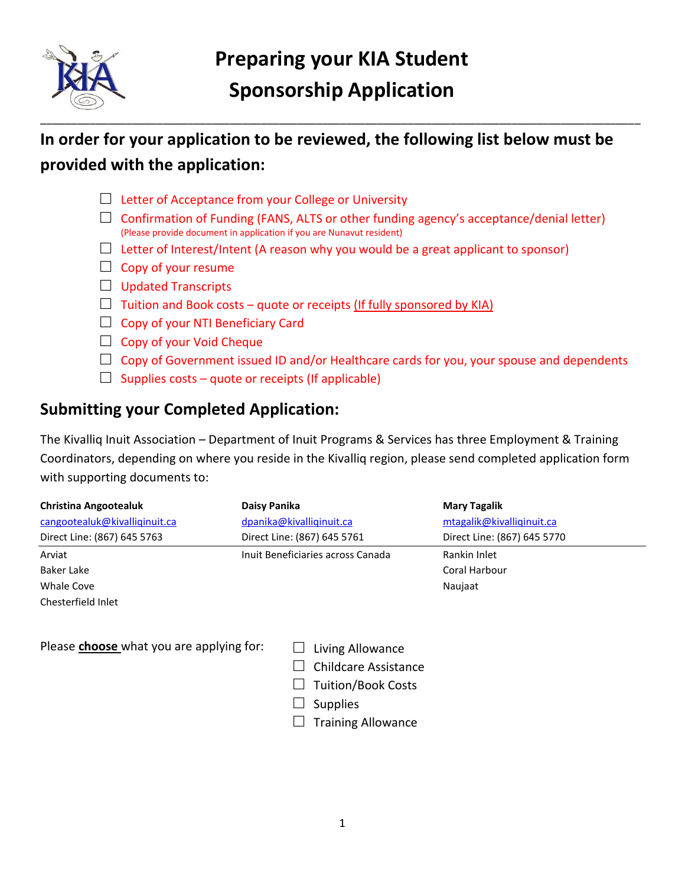# Preparing your KIA Student Sponsorship Application

## In order for your application to be reviewed, the following list below must be provided with the application:

- ☐ Letter of Acceptance from your College or University
- ☐ Confirmation of Funding (FANS, ALTS or other funding agency's acceptance/denial letter) (Please provide document in application if you are Nunavut resident)
- ☐ Letter of Interest/Intent (A reason why you would be a great applicant to sponsor)
- ☐ Copy of your resume
- ☐ Updated Transcripts
- ☐ Tuition and Book costs – quote or receipts (If fully sponsored by KIA)
- ☐ Copy of your NTI Beneficiary Card
- ☐ Copy of your Void Cheque
- ☐ Copy of Government issued ID and/or Healthcare cards for you, your spouse and dependents
- ☐ Supplies costs – quote or receipts (If applicable)

## Submitting your Completed Application:

The Kivalliq Inuit Association – Department of Inuit Programs & Services has three Employment & Training Coordinators, depending on where you reside in the Kivalliq region, please send completed application form with supporting documents to:

| **Christina Angootealuk**<br>cangootealuk@kivalliqinuit.ca<br>Direct Line: (867) 645 5763 | **Daisy Panika**<br>dpanika@kivalliqinuit.ca<br>Direct Line: (867) 645 5761 | **Mary Tagalik**<br>mtagalik@kivalliqinuit.ca<br>Direct Line: (867) 645 5770 |
|---|---|---|
| Arviat<br>Baker Lake<br>Whale Cove<br>Chesterfield Inlet | Inuit Beneficiaries across Canada | Rankin Inlet<br>Coral Harbour<br>Naujaat |

Please **choose** what you are applying for:

- ☐ Living Allowance
- ☐ Childcare Assistance
- ☐ Tuition/Book Costs
- ☐ Supplies
- ☐ Training Allowance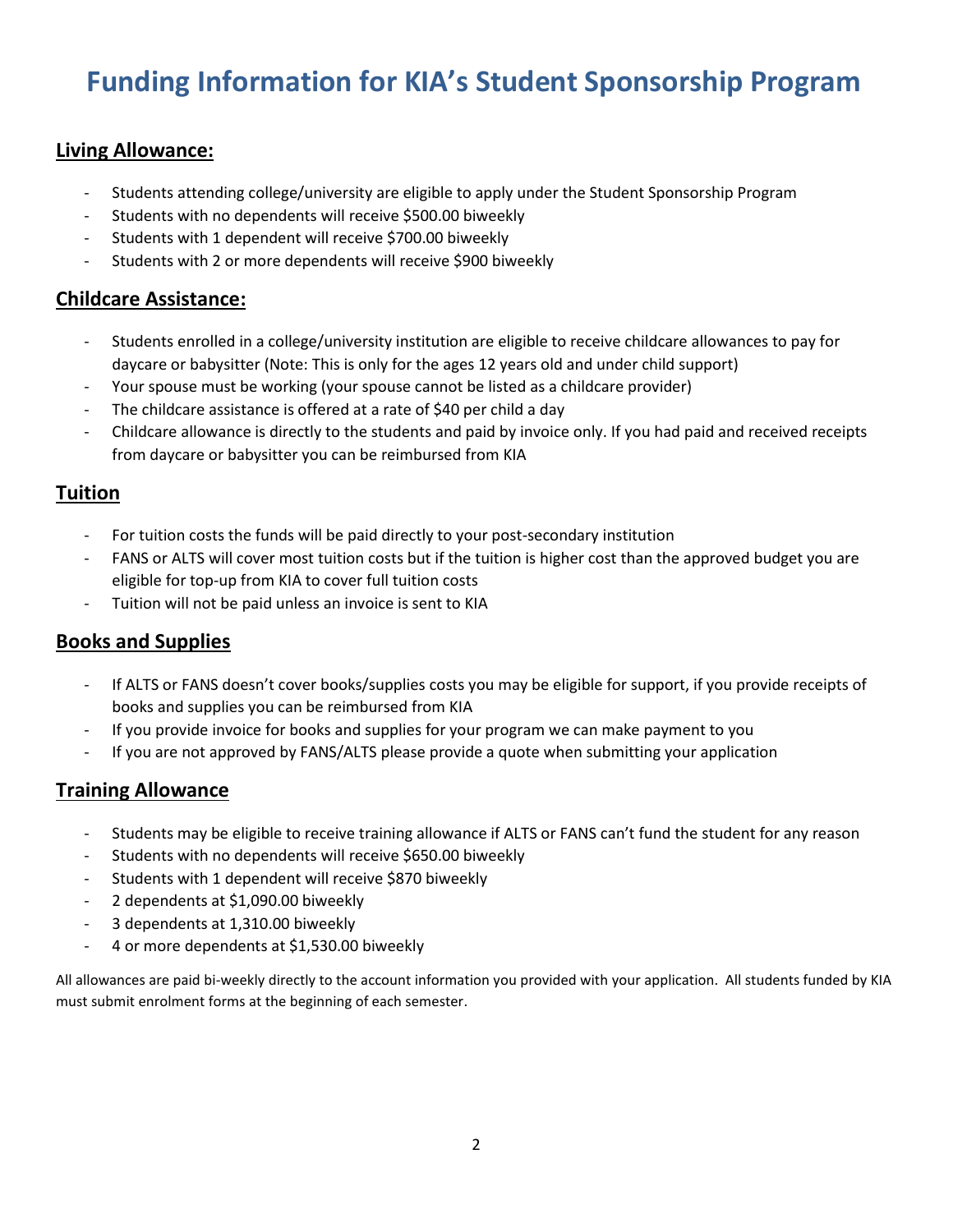# Funding Information for KIA's Student Sponsorship Program

## Living Allowance:

- Students attending college/university are eligible to apply under the Student Sponsorship Program
- Students with no dependents will receive $500.00 biweekly
- Students with 1 dependent will receive $700.00 biweekly
- Students with 2 or more dependents will receive $900 biweekly

## Childcare Assistance:

- Students enrolled in a college/university institution are eligible to receive childcare allowances to pay for daycare or babysitter (Note: This is only for the ages 12 years old and under child support)
- Your spouse must be working (your spouse cannot be listed as a childcare provider)
- The childcare assistance is offered at a rate of $40 per child a day
- Childcare allowance is directly to the students and paid by invoice only. If you had paid and received receipts from daycare or babysitter you can be reimbursed from KIA

## Tuition

- For tuition costs the funds will be paid directly to your post-secondary institution
- FANS or ALTS will cover most tuition costs but if the tuition is higher cost than the approved budget you are eligible for top-up from KIA to cover full tuition costs
- Tuition will not be paid unless an invoice is sent to KIA

## Books and Supplies

- If ALTS or FANS doesn't cover books/supplies costs you may be eligible for support, if you provide receipts of books and supplies you can be reimbursed from KIA
- If you provide invoice for books and supplies for your program we can make payment to you
- If you are not approved by FANS/ALTS please provide a quote when submitting your application

## Training Allowance

- Students may be eligible to receive training allowance if ALTS or FANS can't fund the student for any reason
- Students with no dependents will receive $650.00 biweekly
- Students with 1 dependent will receive $870 biweekly
- 2 dependents at $1,090.00 biweekly
- 3 dependents at 1,310.00 biweekly
- 4 or more dependents at $1,530.00 biweekly

All allowances are paid bi-weekly directly to the account information you provided with your application. All students funded by KIA must submit enrolment forms at the beginning of each semester.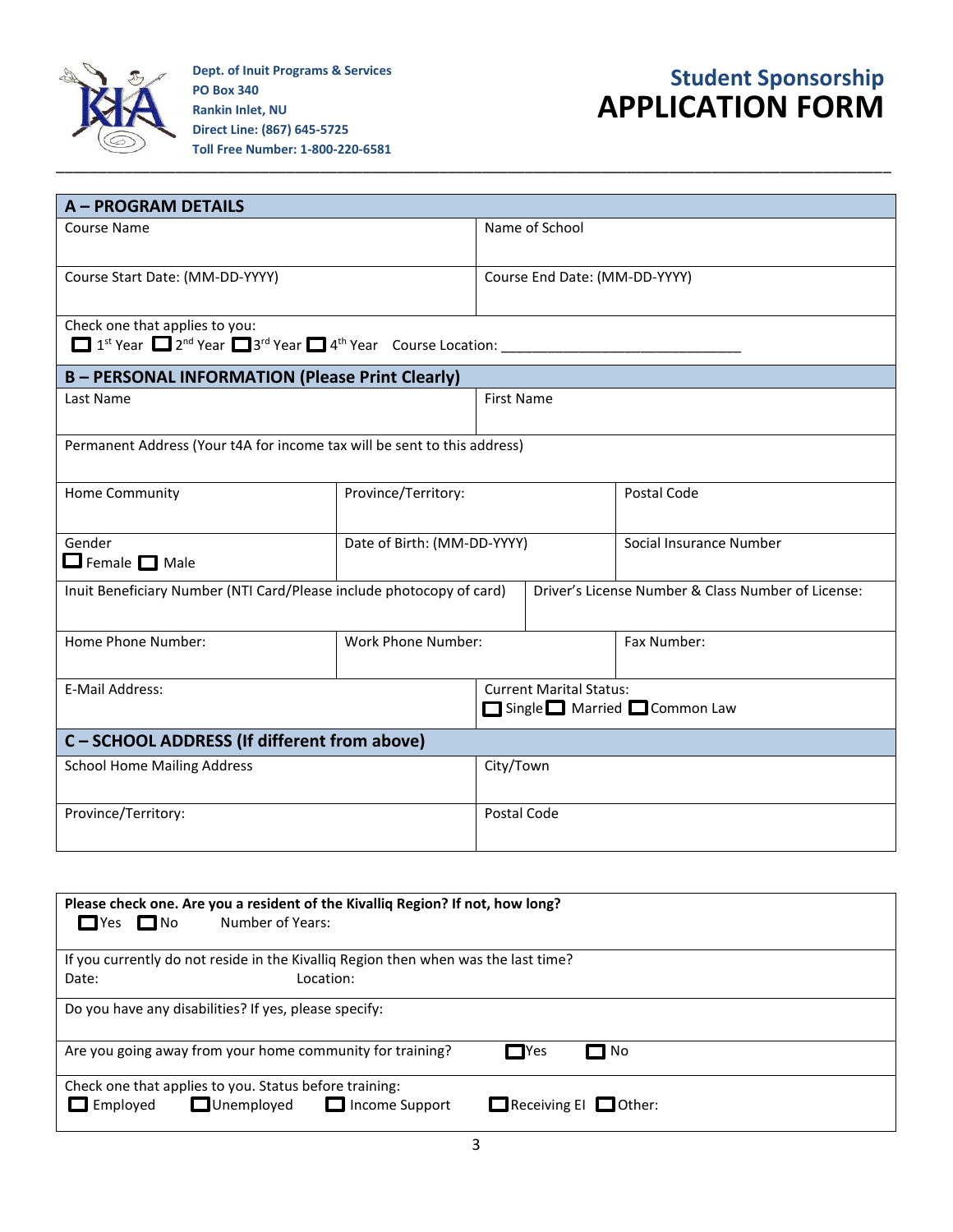Dept. of Inuit Programs & Services
PO Box 340
Rankin Inlet, NU
Direct Line: (867) 645-5725
Toll Free Number: 1-800-220-6581

# Student Sponsorship
# APPLICATION FORM

## A – PROGRAM DETAILS

| Course Name | Name of School |
|---|---|
| Course Start Date: (MM-DD-YYYY) | Course End Date: (MM-DD-YYYY) |

Check one that applies to you:
☐ 1st Year ☐ 2nd Year ☐ 3rd Year ☐ 4th Year Course Location: ______________________________

## B – PERSONAL INFORMATION (Please Print Clearly)

| Last Name | First Name |
|---|---|

Permanent Address (Your t4A for income tax will be sent to this address)

| Home Community | Province/Territory: | Postal Code |
|---|---|---|
| Gender<br>☐ Female ☐ Male | Date of Birth: (MM-DD-YYYY) | Social Insurance Number |

| Inuit Beneficiary Number (NTI Card/Please include photocopy of card) | Driver's License Number & Class Number of License: |
|---|---|

| Home Phone Number: | Work Phone Number: | Fax Number: |
|---|---|---|

| E-Mail Address: | Current Marital Status:<br>☐ Single ☐ Married ☐ Common Law |
|---|---|

## C – SCHOOL ADDRESS (If different from above)

| School Home Mailing Address | City/Town |
|---|---|
| Province/Territory: | Postal Code |

**Please check one. Are you a resident of the Kivalliq Region? If not, how long?**
☐ Yes ☐ No Number of Years:

If you currently do not reside in the Kivalliq Region then when was the last time?
Date: Location:

Do you have any disabilities? If yes, please specify:

Are you going away from your home community for training? ☐ Yes ☐ No

Check one that applies to you. Status before training:
☐ Employed ☐ Unemployed ☐ Income Support ☐ Receiving EI ☐ Other: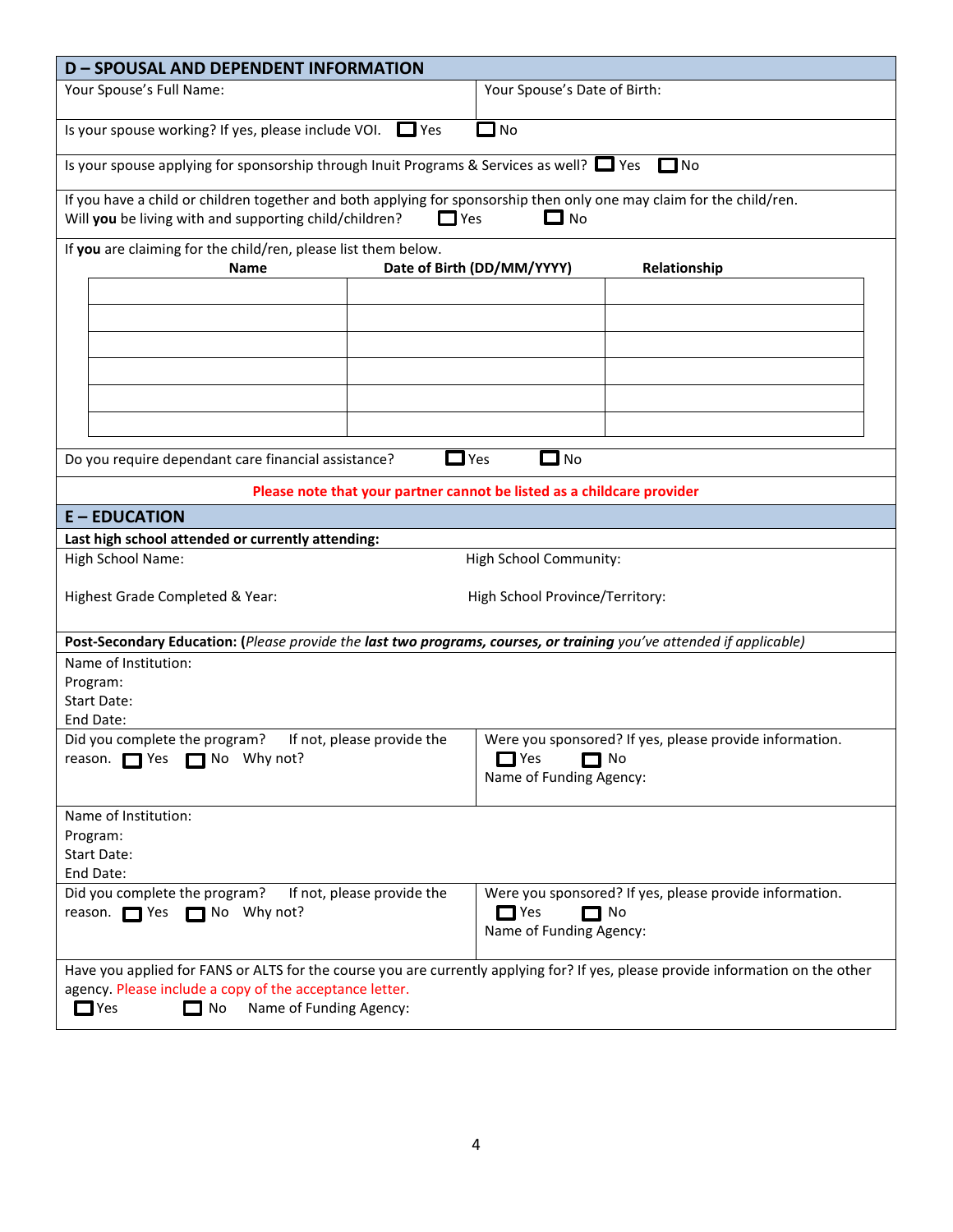## D – SPOUSAL AND DEPENDENT INFORMATION

Your Spouse's Full Name:

Your Spouse's Date of Birth:

Is your spouse working? If yes, please include VOI. ☐ Yes ☐ No

Is your spouse applying for sponsorship through Inuit Programs & Services as well? ☐ Yes ☐ No

If you have a child or children together and both applying for sponsorship then only one may claim for the child/ren. Will **you** be living with and supporting child/children? ☐ Yes ☐ No

If **you** are claiming for the child/ren, please list them below.

| Name | Date of Birth (DD/MM/YYYY) | Relationship |
|---|---|---|
| | | |
| | | |
| | | |
| | | |
| | | |
| | | |

Do you require dependant care financial assistance? ☐ Yes ☐ No

**Please note that your partner cannot be listed as a childcare provider**

## E – EDUCATION

**Last high school attended or currently attending:**

High School Name:

High School Community:

Highest Grade Completed & Year:

High School Province/Territory:

**Post-Secondary Education:** (*Please provide the **last two programs, courses, or training** you've attended if applicable*)

Name of Institution:
Program:
Start Date:
End Date:

Did you complete the program? If not, please provide the reason. ☐ Yes ☐ No Why not?

Were you sponsored? If yes, please provide information.
☐ Yes ☐ No
Name of Funding Agency:

Name of Institution:
Program:
Start Date:
End Date:

Did you complete the program? If not, please provide the reason. ☐ Yes ☐ No Why not?

Were you sponsored? If yes, please provide information.
☐ Yes ☐ No
Name of Funding Agency:

Have you applied for FANS or ALTS for the course you are currently applying for? If yes, please provide information on the other agency. Please include a copy of the acceptance letter.
☐ Yes ☐ No Name of Funding Agency: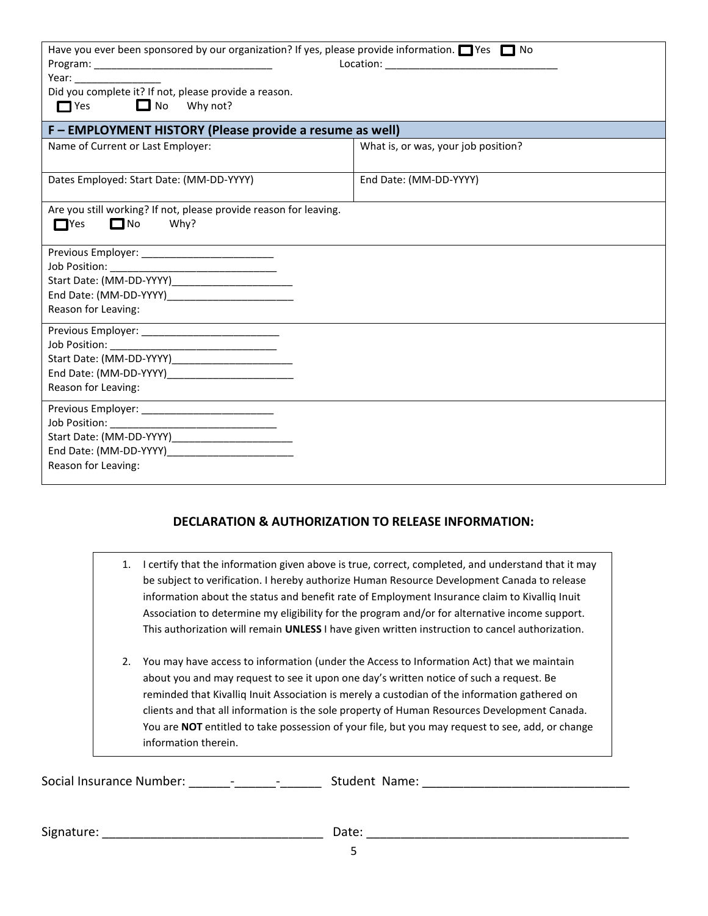Have you ever been sponsored by our organization? If yes, please provide information. ☐ Yes ☐ No

Program: _______________________________ Location: ______________________________

Year: _______________

Did you complete it? If not, please provide a reason.

☐ Yes ☐ No Why not?

## F – EMPLOYMENT HISTORY (Please provide a resume as well)

| | |
|---|---|
| Name of Current or Last Employer: | What is, or was, your job position? |
| Dates Employed: Start Date: (MM-DD-YYYY) | End Date: (MM-DD-YYYY) |

Are you still working? If not, please provide reason for leaving.

☐ Yes ☐ No Why?

Previous Employer: _______________________
Job Position: _____________________________
Start Date: (MM-DD-YYYY)_____________________
End Date: (MM-DD-YYYY)______________________
Reason for Leaving:

Previous Employer: ________________________
Job Position: _____________________________
Start Date: (MM-DD-YYYY)_____________________
End Date: (MM-DD-YYYY)______________________
Reason for Leaving:

Previous Employer: _______________________
Job Position: _____________________________
Start Date: (MM-DD-YYYY)_____________________
End Date: (MM-DD-YYYY)______________________
Reason for Leaving:

### DECLARATION & AUTHORIZATION TO RELEASE INFORMATION:

1. I certify that the information given above is true, correct, completed, and understand that it may be subject to verification. I hereby authorize Human Resource Development Canada to release information about the status and benefit rate of Employment Insurance claim to Kivalliq Inuit Association to determine my eligibility for the program and/or for alternative income support. This authorization will remain **UNLESS** I have given written instruction to cancel authorization.

2. You may have access to information (under the Access to Information Act) that we maintain about you and may request to see it upon one day's written notice of such a request. Be reminded that Kivalliq Inuit Association is merely a custodian of the information gathered on clients and that all information is the sole property of Human Resources Development Canada. You are **NOT** entitled to take possession of your file, but you may request to see, add, or change information therein.

Social Insurance Number: ______-______-______ Student Name: ______________________________

Signature: _______________________________ Date: ______________________________________